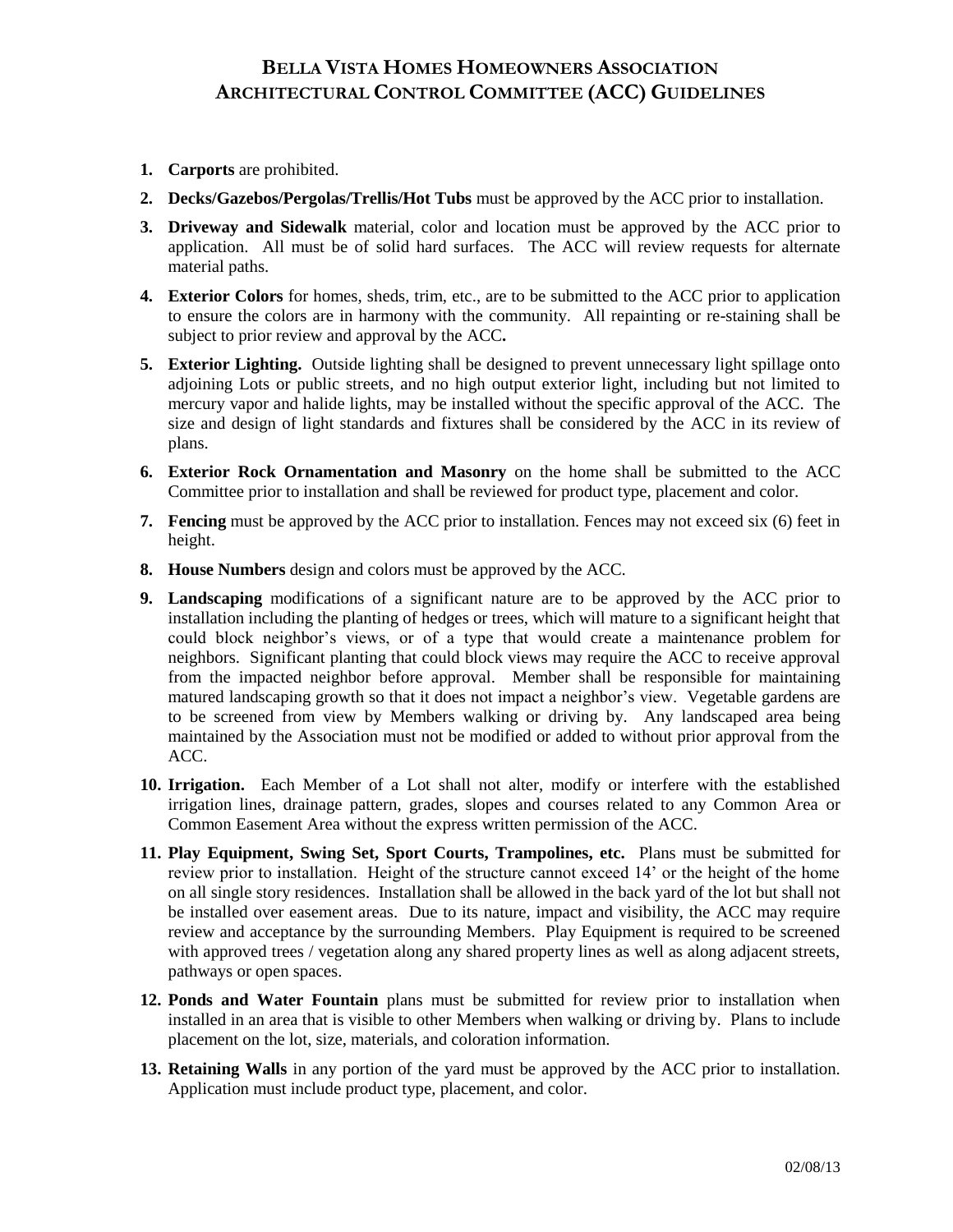# BELLA VISTA HOMES HOMEOWNERS ASSOCIATION
# ARCHITECTURAL CONTROL COMMITTEE (ACC) GUIDELINES

1. **Carports** are prohibited.
2. **Decks/Gazebos/Pergolas/Trellis/Hot Tubs** must be approved by the ACC prior to installation.
3. **Driveway and Sidewalk** material, color and location must be approved by the ACC prior to application. All must be of solid hard surfaces. The ACC will review requests for alternate material paths.
4. **Exterior Colors** for homes, sheds, trim, etc., are to be submitted to the ACC prior to application to ensure the colors are in harmony with the community. All repainting or re-staining shall be subject to prior review and approval by the ACC**.**
5. **Exterior Lighting.** Outside lighting shall be designed to prevent unnecessary light spillage onto adjoining Lots or public streets, and no high output exterior light, including but not limited to mercury vapor and halide lights, may be installed without the specific approval of the ACC. The size and design of light standards and fixtures shall be considered by the ACC in its review of plans.
6. **Exterior Rock Ornamentation and Masonry** on the home shall be submitted to the ACC Committee prior to installation and shall be reviewed for product type, placement and color.
7. **Fencing** must be approved by the ACC prior to installation. Fences may not exceed six (6) feet in height.
8. **House Numbers** design and colors must be approved by the ACC.
9. **Landscaping** modifications of a significant nature are to be approved by the ACC prior to installation including the planting of hedges or trees, which will mature to a significant height that could block neighbor's views, or of a type that would create a maintenance problem for neighbors. Significant planting that could block views may require the ACC to receive approval from the impacted neighbor before approval. Member shall be responsible for maintaining matured landscaping growth so that it does not impact a neighbor's view. Vegetable gardens are to be screened from view by Members walking or driving by. Any landscaped area being maintained by the Association must not be modified or added to without prior approval from the ACC.
10. **Irrigation.** Each Member of a Lot shall not alter, modify or interfere with the established irrigation lines, drainage pattern, grades, slopes and courses related to any Common Area or Common Easement Area without the express written permission of the ACC.
11. **Play Equipment, Swing Set, Sport Courts, Trampolines, etc.** Plans must be submitted for review prior to installation. Height of the structure cannot exceed 14' or the height of the home on all single story residences. Installation shall be allowed in the back yard of the lot but shall not be installed over easement areas. Due to its nature, impact and visibility, the ACC may require review and acceptance by the surrounding Members. Play Equipment is required to be screened with approved trees / vegetation along any shared property lines as well as along adjacent streets, pathways or open spaces.
12. **Ponds and Water Fountain** plans must be submitted for review prior to installation when installed in an area that is visible to other Members when walking or driving by. Plans to include placement on the lot, size, materials, and coloration information.
13. **Retaining Walls** in any portion of the yard must be approved by the ACC prior to installation. Application must include product type, placement, and color.

02/08/13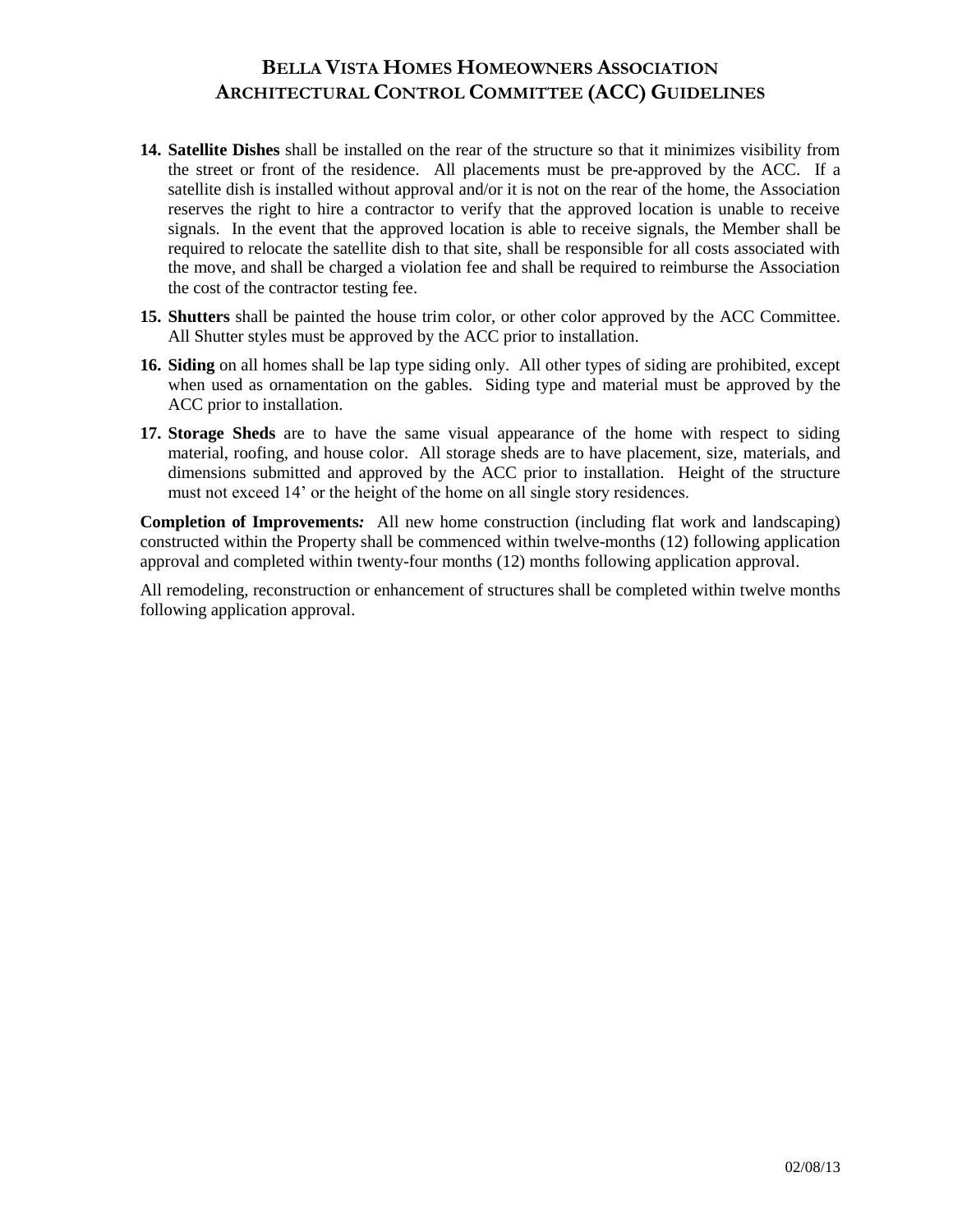**14. Satellite Dishes** shall be installed on the rear of the structure so that it minimizes visibility from the street or front of the residence. All placements must be pre-approved by the ACC. If a satellite dish is installed without approval and/or it is not on the rear of the home, the Association reserves the right to hire a contractor to verify that the approved location is unable to receive signals. In the event that the approved location is able to receive signals, the Member shall be required to relocate the satellite dish to that site, shall be responsible for all costs associated with the move, and shall be charged a violation fee and shall be required to reimburse the Association the cost of the contractor testing fee.

**15. Shutters** shall be painted the house trim color, or other color approved by the ACC Committee. All Shutter styles must be approved by the ACC prior to installation.

**16. Siding** on all homes shall be lap type siding only. All other types of siding are prohibited, except when used as ornamentation on the gables. Siding type and material must be approved by the ACC prior to installation.

**17. Storage Sheds** are to have the same visual appearance of the home with respect to siding material, roofing, and house color. All storage sheds are to have placement, size, materials, and dimensions submitted and approved by the ACC prior to installation. Height of the structure must not exceed 14' or the height of the home on all single story residences.

**Completion of Improvements***:* All new home construction (including flat work and landscaping) constructed within the Property shall be commenced within twelve-months (12) following application approval and completed within twenty-four months (12) months following application approval.

All remodeling, reconstruction or enhancement of structures shall be completed within twelve months following application approval.

02/08/13